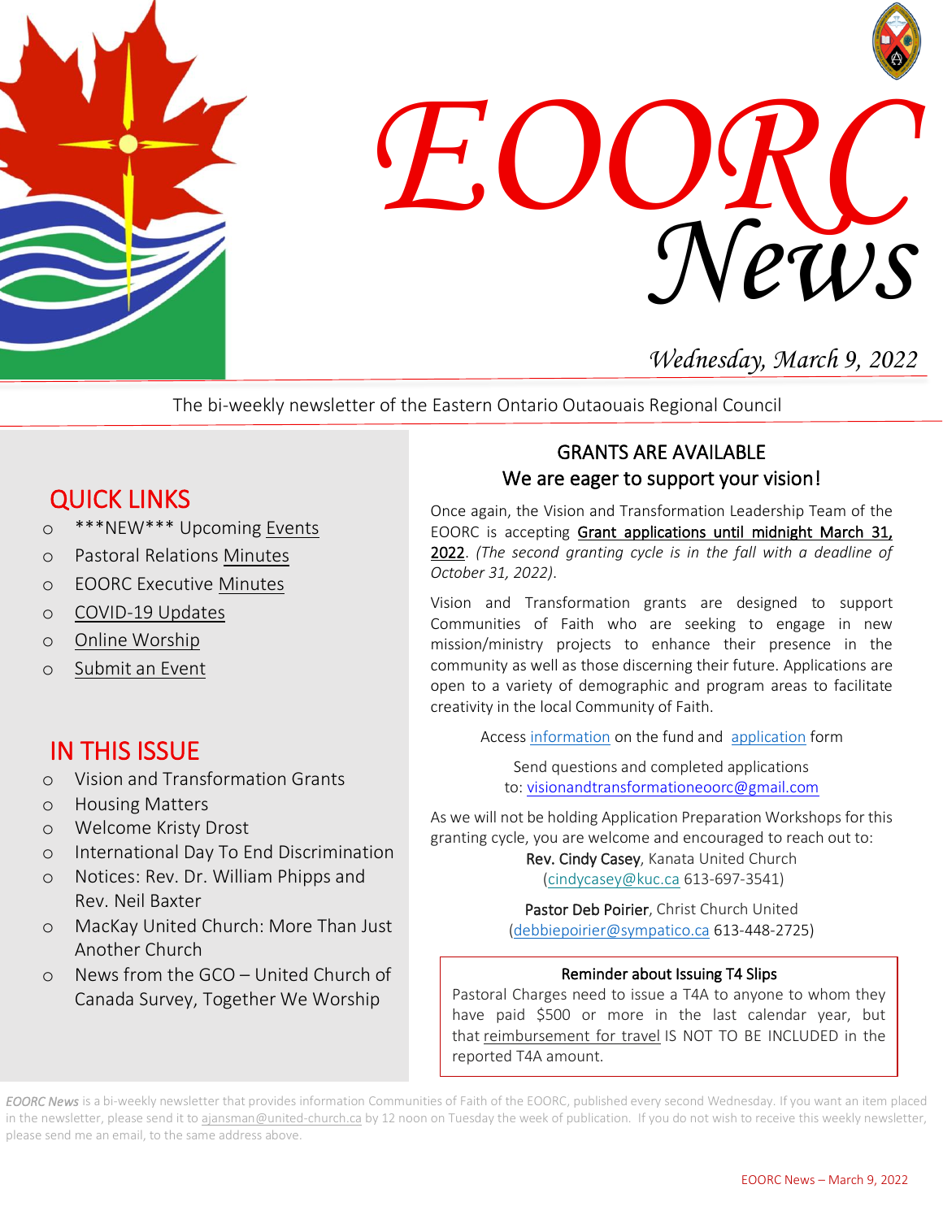# EOORC News

*Wednesday, March 9, 2022*

The bi-weekly newsletter of the Eastern Ontario Outaouais Regional Council

## QUICK LINKS

- ***NEW*** Upcoming Events
- Pastoral Relations Minutes
- EOORC Executive Minutes
- COVID-19 Updates
- Online Worship
- Submit an Event

## IN THIS ISSUE

- Vision and Transformation Grants
- Housing Matters
- Welcome Kristy Drost
- International Day To End Discrimination
- Notices: Rev. Dr. William Phipps and Rev. Neil Baxter
- MacKay United Church: More Than Just Another Church
- News from the GCO – United Church of Canada Survey, Together We Worship

## GRANTS ARE AVAILABLE
## We are eager to support your vision!

Once again, the Vision and Transformation Leadership Team of the EOORC is accepting **Grant applications until midnight March 31, 2022**. *(The second granting cycle is in the fall with a deadline of October 31, 2022)*.

Vision and Transformation grants are designed to support Communities of Faith who are seeking to engage in new mission/ministry projects to enhance their presence in the community as well as those discerning their future. Applications are open to a variety of demographic and program areas to facilitate creativity in the local Community of Faith.

Access information on the fund and application form

Send questions and completed applications to: visionandtransformationeoorc@gmail.com

As we will not be holding Application Preparation Workshops for this granting cycle, you are welcome and encouraged to reach out to:

**Rev. Cindy Casey**, Kanata United Church
(cindycasey@kuc.ca 613-697-3541)

**Pastor Deb Poirier**, Christ Church United
(debbiepoirier@sympatico.ca 613-448-2725)

**Reminder about Issuing T4 Slips**

Pastoral Charges need to issue a T4A to anyone to whom they have paid $500 or more in the last calendar year, but that reimbursement for travel IS NOT TO BE INCLUDED in the reported T4A amount.

*EOORC News* is a bi-weekly newsletter that provides information Communities of Faith of the EOORC, published every second Wednesday. If you want an item placed in the newsletter, please send it to ajansman@united-church.ca by 12 noon on Tuesday the week of publication. If you do not wish to receive this weekly newsletter, please send me an email, to the same address above.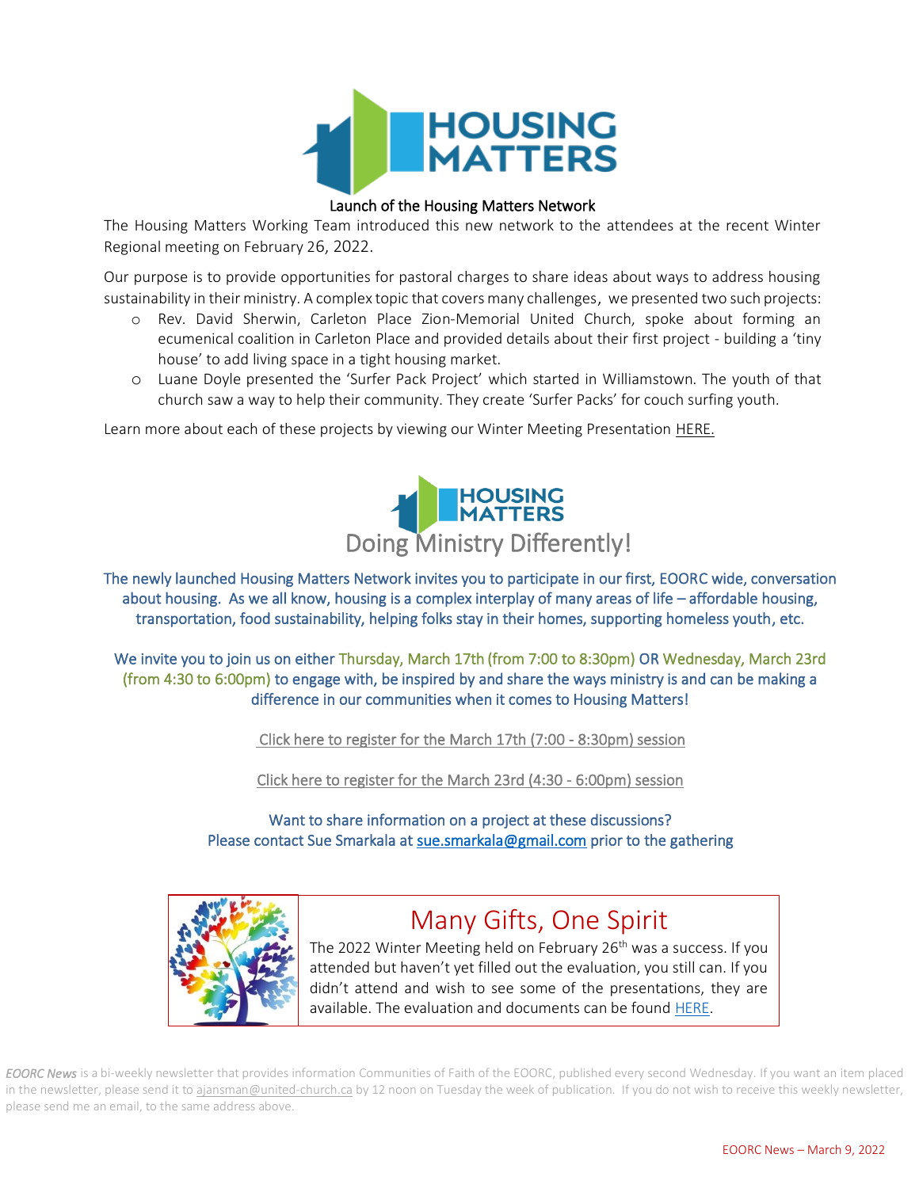# HOUSING MATTERS

## Launch of the Housing Matters Network

The Housing Matters Working Team introduced this new network to the attendees at the recent Winter Regional meeting on February 26, 2022.

Our purpose is to provide opportunities for pastoral charges to share ideas about ways to address housing sustainability in their ministry. A complex topic that covers many challenges, we presented two such projects:

- Rev. David Sherwin, Carleton Place Zion-Memorial United Church, spoke about forming an ecumenical coalition in Carleton Place and provided details about their first project - building a 'tiny house' to add living space in a tight housing market.
- Luane Doyle presented the 'Surfer Pack Project' which started in Williamstown. The youth of that church saw a way to help their community. They create 'Surfer Packs' for couch surfing youth.

Learn more about each of these projects by viewing our Winter Meeting Presentation HERE.

# HOUSING MATTERS

## Doing Ministry Differently!

The newly launched Housing Matters Network invites you to participate in our first, EOORC wide, conversation about housing. As we all know, housing is a complex interplay of many areas of life – affordable housing, transportation, food sustainability, helping folks stay in their homes, supporting homeless youth, etc.

We invite you to join us on either Thursday, March 17th (from 7:00 to 8:30pm) OR Wednesday, March 23rd (from 4:30 to 6:00pm) to engage with, be inspired by and share the ways ministry is and can be making a difference in our communities when it comes to Housing Matters!

Click here to register for the March 17th (7:00 - 8:30pm) session

Click here to register for the March 23rd (4:30 - 6:00pm) session

Want to share information on a project at these discussions?
Please contact Sue Smarkala at sue.smarkala@gmail.com prior to the gathering

## Many Gifts, One Spirit

The 2022 Winter Meeting held on February 26th was a success. If you attended but haven't yet filled out the evaluation, you still can. If you didn't attend and wish to see some of the presentations, they are available. The evaluation and documents can be found HERE.

*EOORC News* is a bi-weekly newsletter that provides information Communities of Faith of the EOORC, published every second Wednesday. If you want an item placed in the newsletter, please send it to ajansman@united-church.ca by 12 noon on Tuesday the week of publication. If you do not wish to receive this weekly newsletter, please send me an email, to the same address above.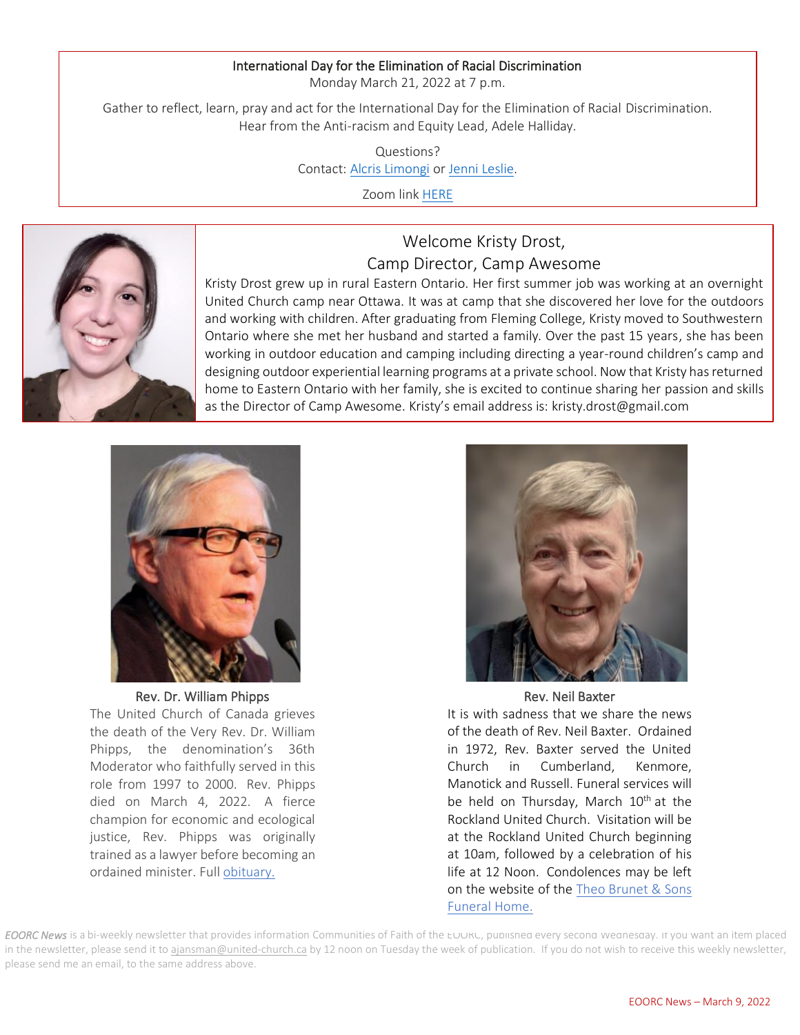### International Day for the Elimination of Racial Discrimination

Monday March 21, 2022 at 7 p.m.

Gather to reflect, learn, pray and act for the International Day for the Elimination of Racial Discrimination. Hear from the Anti-racism and Equity Lead, Adele Halliday.

Questions?
Contact: Alcris Limongi or Jenni Leslie.

Zoom link HERE

### Welcome Kristy Drost, Camp Director, Camp Awesome

Kristy Drost grew up in rural Eastern Ontario. Her first summer job was working at an overnight United Church camp near Ottawa. It was at camp that she discovered her love for the outdoors and working with children. After graduating from Fleming College, Kristy moved to Southwestern Ontario where she met her husband and started a family. Over the past 15 years, she has been working in outdoor education and camping including directing a year-round children's camp and designing outdoor experiential learning programs at a private school. Now that Kristy has returned home to Eastern Ontario with her family, she is excited to continue sharing her passion and skills as the Director of Camp Awesome. Kristy's email address is: kristy.drost@gmail.com

### Rev. Dr. William Phipps

The United Church of Canada grieves the death of the Very Rev. Dr. William Phipps, the denomination's 36th Moderator who faithfully served in this role from 1997 to 2000. Rev. Phipps died on March 4, 2022. A fierce champion for economic and ecological justice, Rev. Phipps was originally trained as a lawyer before becoming an ordained minister. Full obituary.

### Rev. Neil Baxter

It is with sadness that we share the news of the death of Rev. Neil Baxter. Ordained in 1972, Rev. Baxter served the United Church in Cumberland, Kenmore, Manotick and Russell. Funeral services will be held on Thursday, March 10th at the Rockland United Church. Visitation will be at the Rockland United Church beginning at 10am, followed by a celebration of his life at 12 Noon. Condolences may be left on the website of the Theo Brunet & Sons Funeral Home.

*EOORC News* is a bi-weekly newsletter that provides information Communities of Faith of the EOORC, published every second Wednesday. If you want an item placed in the newsletter, please send it to ajansman@united-church.ca by 12 noon on Tuesday the week of publication. If you do not wish to receive this weekly newsletter, please send me an email, to the same address above.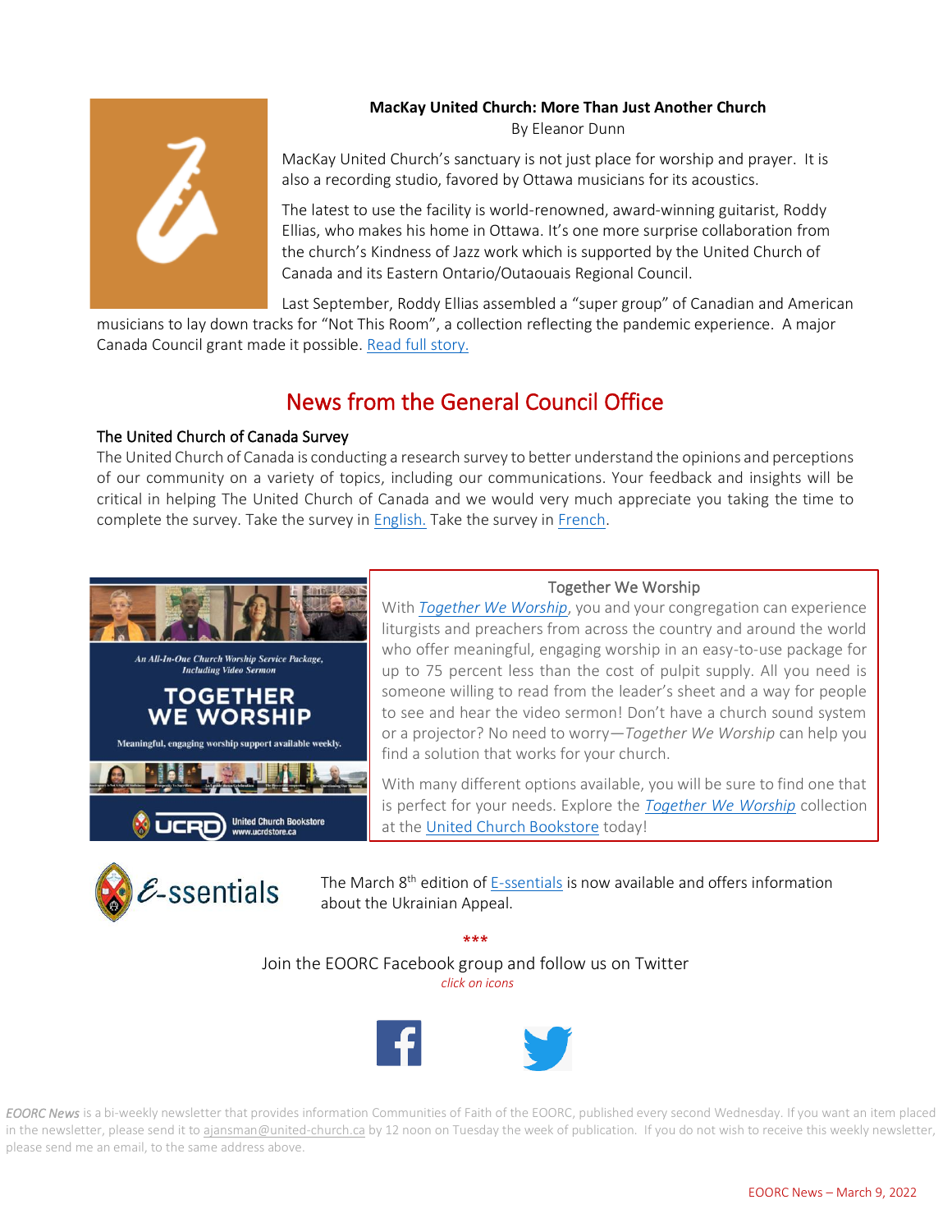**MacKay United Church: More Than Just Another Church**

By Eleanor Dunn

MacKay United Church's sanctuary is not just place for worship and prayer. It is also a recording studio, favored by Ottawa musicians for its acoustics.

The latest to use the facility is world-renowned, award-winning guitarist, Roddy Ellias, who makes his home in Ottawa. It's one more surprise collaboration from the church's Kindness of Jazz work which is supported by the United Church of Canada and its Eastern Ontario/Outaouais Regional Council.

Last September, Roddy Ellias assembled a "super group" of Canadian and American musicians to lay down tracks for "Not This Room", a collection reflecting the pandemic experience. A major Canada Council grant made it possible. Read full story.

## News from the General Council Office

### The United Church of Canada Survey

The United Church of Canada is conducting a research survey to better understand the opinions and perceptions of our community on a variety of topics, including our communications. Your feedback and insights will be critical in helping The United Church of Canada and we would very much appreciate you taking the time to complete the survey. Take the survey in English. Take the survey in French.

### Together We Worship

With *Together We Worship*, you and your congregation can experience liturgists and preachers from across the country and around the world who offer meaningful, engaging worship in an easy-to-use package for up to 75 percent less than the cost of pulpit supply. All you need is someone willing to read from the leader's sheet and a way for people to see and hear the video sermon! Don't have a church sound system or a projector? No need to worry—*Together We Worship* can help you find a solution that works for your church.

With many different options available, you will be sure to find one that is perfect for your needs. Explore the *Together We Worship* collection at the United Church Bookstore today!

The March 8th edition of E-ssentials is now available and offers information about the Ukrainian Appeal.

\*\*\*

Join the EOORC Facebook group and follow us on Twitter

*click on icons*

*EOORC News* is a bi-weekly newsletter that provides information Communities of Faith of the EOORC, published every second Wednesday. If you want an item placed in the newsletter, please send it to ajansman@united-church.ca by 12 noon on Tuesday the week of publication. If you do not wish to receive this weekly newsletter, please send me an email, to the same address above.